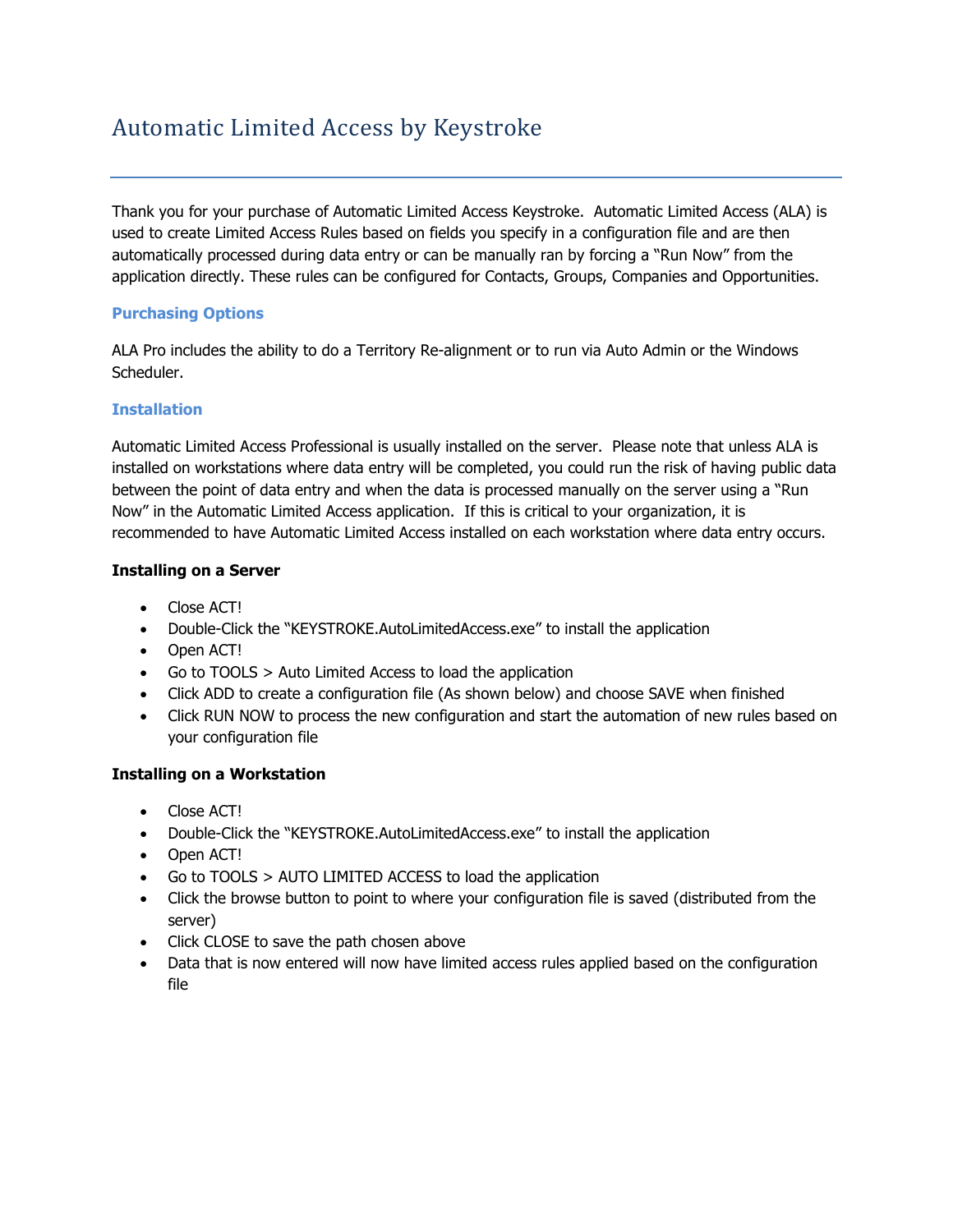# Automatic Limited Access by Keystroke

Thank you for your purchase of Automatic Limited Access Keystroke. Automatic Limited Access (ALA) is used to create Limited Access Rules based on fields you specify in a configuration file and are then automatically processed during data entry or can be manually ran by forcing a "Run Now" from the application directly. These rules can be configured for Contacts, Groups, Companies and Opportunities.

## Purchasing Options

ALA Pro includes the ability to do a Territory Re-alignment or to run via Auto Admin or the Windows Scheduler.

## Installation

Automatic Limited Access Professional is usually installed on the server. Please note that unless ALA is installed on workstations where data entry will be completed, you could run the risk of having public data between the point of data entry and when the data is processed manually on the server using a "Run Now" in the Automatic Limited Access application. If this is critical to your organization, it is recommended to have Automatic Limited Access installed on each workstation where data entry occurs.

### Installing on a Server

- Close ACT!
- Double-Click the "KEYSTROKE.AutoLimitedAccess.exe" to install the application
- Open ACT!
- Go to TOOLS > Auto Limited Access to load the application
- Click ADD to create a configuration file (As shown below) and choose SAVE when finished
- Click RUN NOW to process the new configuration and start the automation of new rules based on your configuration file

### Installing on a Workstation

- Close ACT!
- Double-Click the "KEYSTROKE.AutoLimitedAccess.exe" to install the application
- Open ACT!
- Go to TOOLS > AUTO LIMITED ACCESS to load the application
- Click the browse button to point to where your configuration file is saved (distributed from the server)
- Click CLOSE to save the path chosen above
- Data that is now entered will now have limited access rules applied based on the configuration file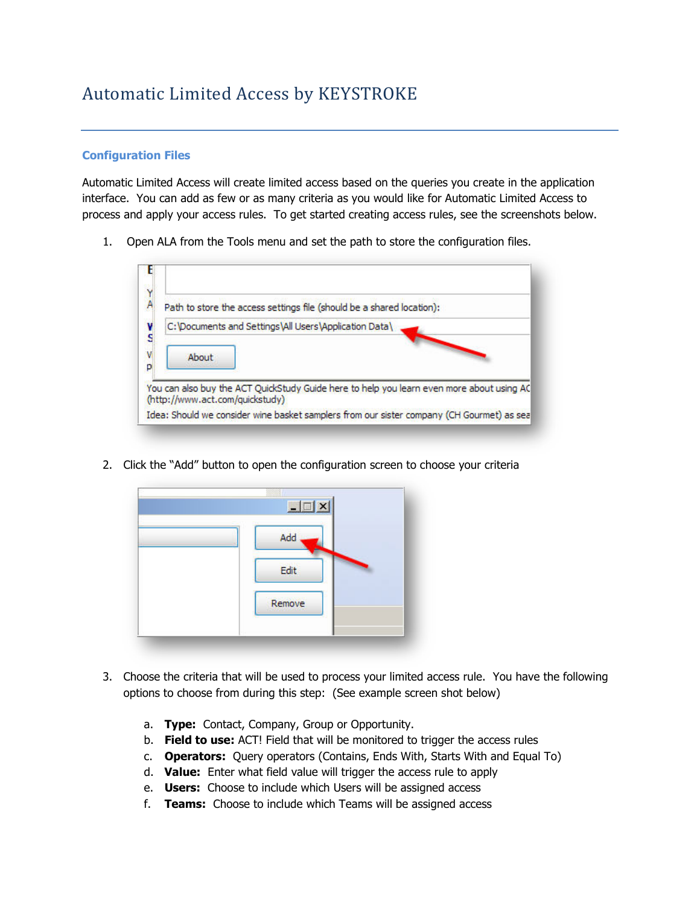# Automatic Limited Access by KEYSTROKE

## Configuration Files

Automatic Limited Access will create limited access based on the queries you create in the application interface. You can add as few or as many criteria as you would like for Automatic Limited Access to process and apply your access rules. To get started creating access rules, see the screenshots below.

1. Open ALA from the Tools menu and set the path to store the configuration files.

2. Click the "Add" button to open the configuration screen to choose your criteria

3. Choose the criteria that will be used to process your limited access rule. You have the following options to choose from during this step: (See example screen shot below)

   a. **Type:** Contact, Company, Group or Opportunity.
   b. **Field to use:** ACT! Field that will be monitored to trigger the access rules
   c. **Operators:** Query operators (Contains, Ends With, Starts With and Equal To)
   d. **Value:** Enter what field value will trigger the access rule to apply
   e. **Users:** Choose to include which Users will be assigned access
   f. **Teams:** Choose to include which Teams will be assigned access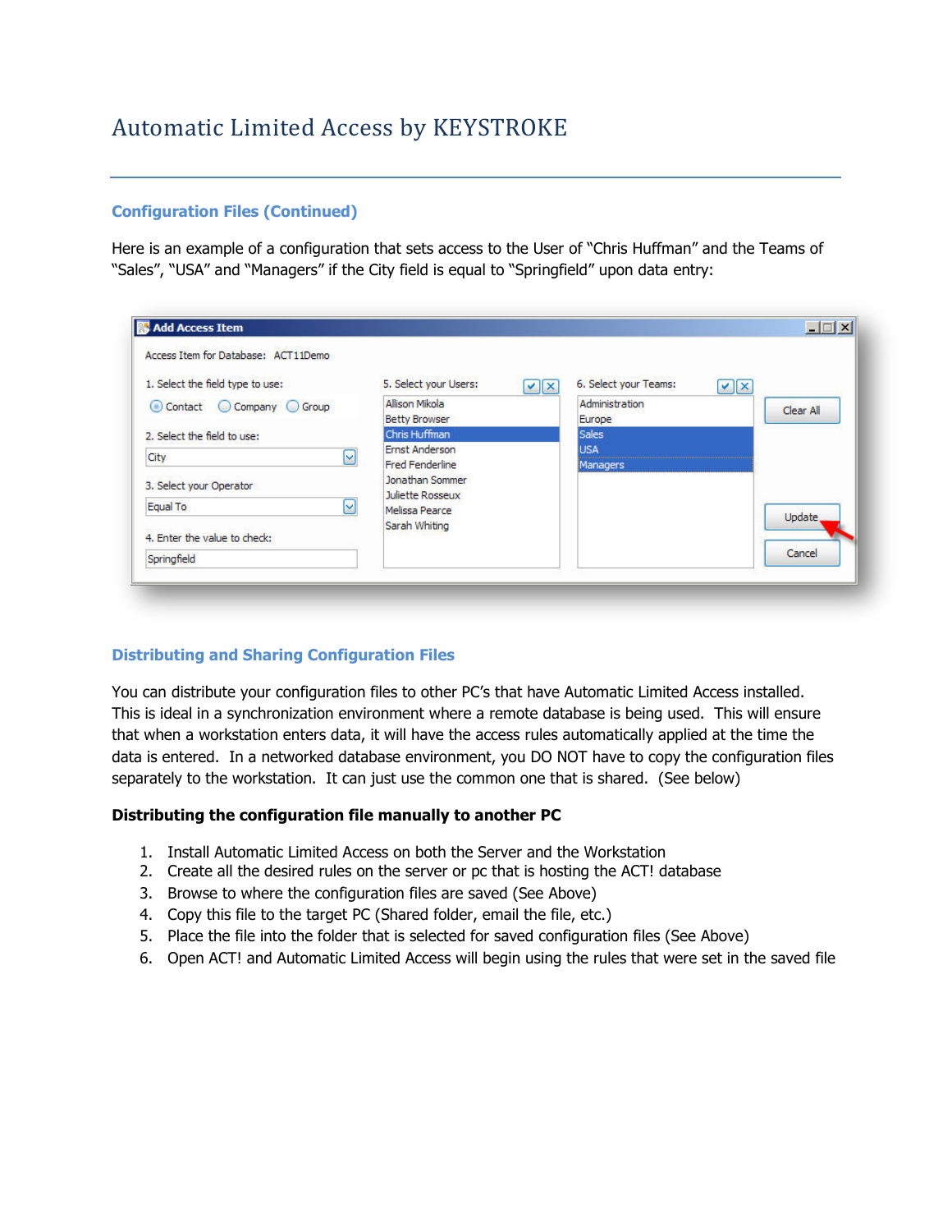# Automatic Limited Access by KEYSTROKE

## Configuration Files (Continued)

Here is an example of a configuration that sets access to the User of "Chris Huffman" and the Teams of "Sales", "USA" and "Managers" if the City field is equal to "Springfield" upon data entry:

## Distributing and Sharing Configuration Files

You can distribute your configuration files to other PC's that have Automatic Limited Access installed. This is ideal in a synchronization environment where a remote database is being used. This will ensure that when a workstation enters data, it will have the access rules automatically applied at the time the data is entered. In a networked database environment, you DO NOT have to copy the configuration files separately to the workstation. It can just use the common one that is shared. (See below)

**Distributing the configuration file manually to another PC**

1. Install Automatic Limited Access on both the Server and the Workstation
2. Create all the desired rules on the server or pc that is hosting the ACT! database
3. Browse to where the configuration files are saved (See Above)
4. Copy this file to the target PC (Shared folder, email the file, etc.)
5. Place the file into the folder that is selected for saved configuration files (See Above)
6. Open ACT! and Automatic Limited Access will begin using the rules that were set in the saved file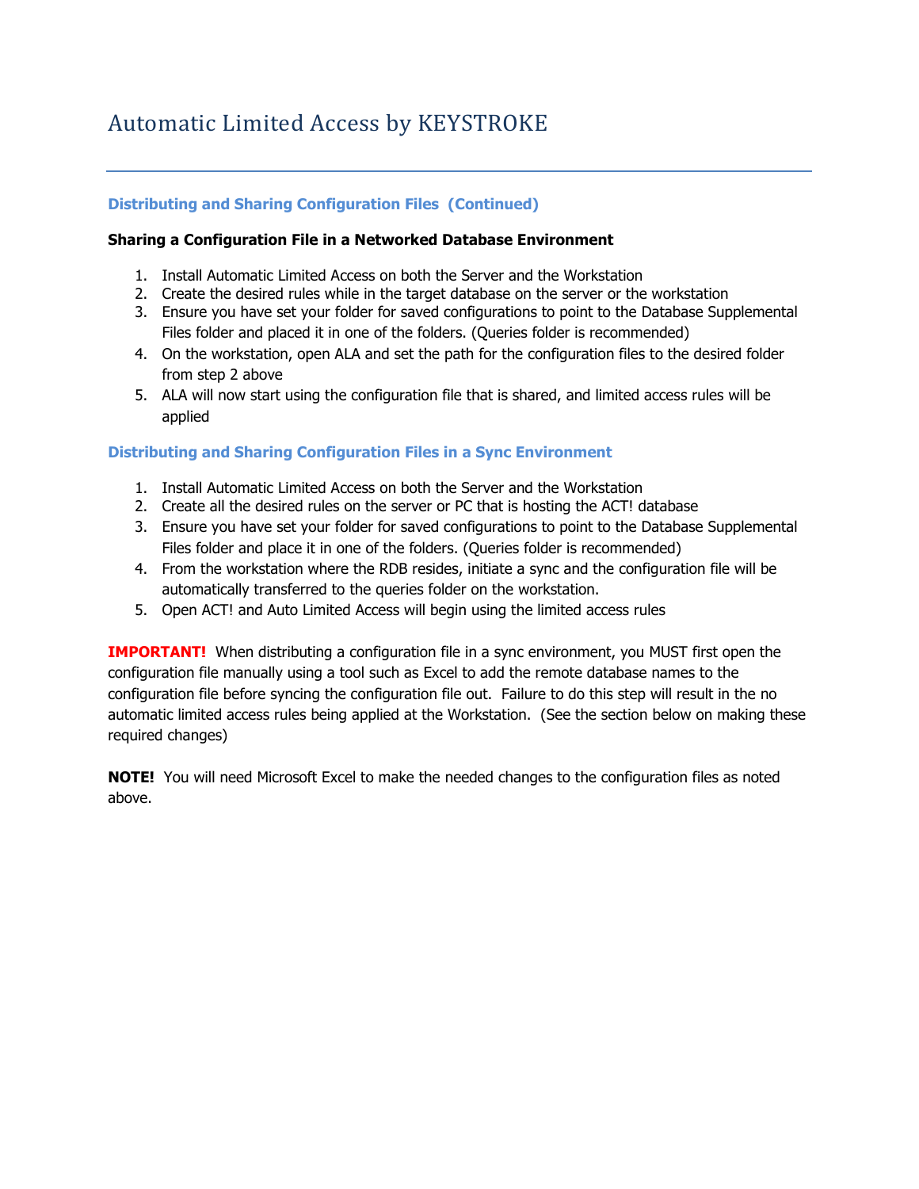# Automatic Limited Access by KEYSTROKE

### Distributing and Sharing Configuration Files (Continued)

**Sharing a Configuration File in a Networked Database Environment**

1. Install Automatic Limited Access on both the Server and the Workstation
2. Create the desired rules while in the target database on the server or the workstation
3. Ensure you have set your folder for saved configurations to point to the Database Supplemental Files folder and placed it in one of the folders. (Queries folder is recommended)
4. On the workstation, open ALA and set the path for the configuration files to the desired folder from step 2 above
5. ALA will now start using the configuration file that is shared, and limited access rules will be applied

### Distributing and Sharing Configuration Files in a Sync Environment

1. Install Automatic Limited Access on both the Server and the Workstation
2. Create all the desired rules on the server or PC that is hosting the ACT! database
3. Ensure you have set your folder for saved configurations to point to the Database Supplemental Files folder and place it in one of the folders. (Queries folder is recommended)
4. From the workstation where the RDB resides, initiate a sync and the configuration file will be automatically transferred to the queries folder on the workstation.
5. Open ACT! and Auto Limited Access will begin using the limited access rules

**IMPORTANT!** When distributing a configuration file in a sync environment, you MUST first open the configuration file manually using a tool such as Excel to add the remote database names to the configuration file before syncing the configuration file out. Failure to do this step will result in the no automatic limited access rules being applied at the Workstation. (See the section below on making these required changes)

**NOTE!** You will need Microsoft Excel to make the needed changes to the configuration files as noted above.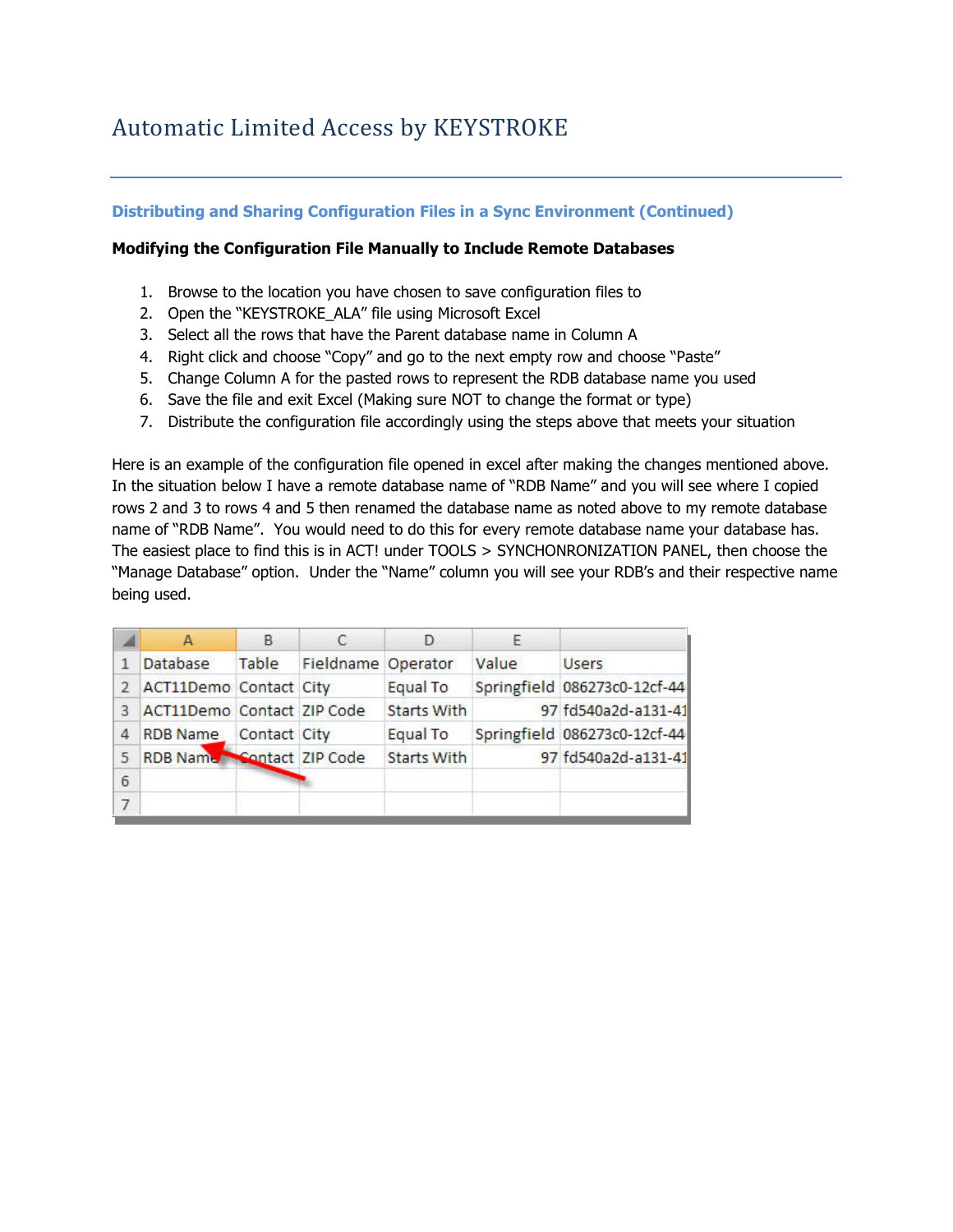# Automatic Limited Access by KEYSTROKE

## Distributing and Sharing Configuration Files in a Sync Environment (Continued)

**Modifying the Configuration File Manually to Include Remote Databases**

1. Browse to the location you have chosen to save configuration files to
2. Open the "KEYSTROKE_ALA" file using Microsoft Excel
3. Select all the rows that have the Parent database name in Column A
4. Right click and choose "Copy" and go to the next empty row and choose "Paste"
5. Change Column A for the pasted rows to represent the RDB database name you used
6. Save the file and exit Excel (Making sure NOT to change the format or type)
7. Distribute the configuration file accordingly using the steps above that meets your situation

Here is an example of the configuration file opened in excel after making the changes mentioned above. In the situation below I have a remote database name of "RDB Name" and you will see where I copied rows 2 and 3 to rows 4 and 5 then renamed the database name as noted above to my remote database name of "RDB Name". You would need to do this for every remote database name your database has. The easiest place to find this is in ACT! under TOOLS > SYNCHONRONIZATION PANEL, then choose the "Manage Database" option. Under the "Name" column you will see your RDB's and their respective name being used.

| | A | B | C | D | E | |
|---|---|---|---|---|---|---|
| 1 | Database | Table | Fieldname | Operator | Value | Users |
| 2 | ACT11Demo | Contact | City | Equal To | Springfield | 086273c0-12cf-44 |
| 3 | ACT11Demo | Contact | ZIP Code | Starts With | 97 | fd540a2d-a131-41 |
| 4 | RDB Name | Contact | City | Equal To | Springfield | 086273c0-12cf-44 |
| 5 | RDB Name | Contact | ZIP Code | Starts With | 97 | fd540a2d-a131-41 |
| 6 | | | | | | |
| 7 | | | | | | |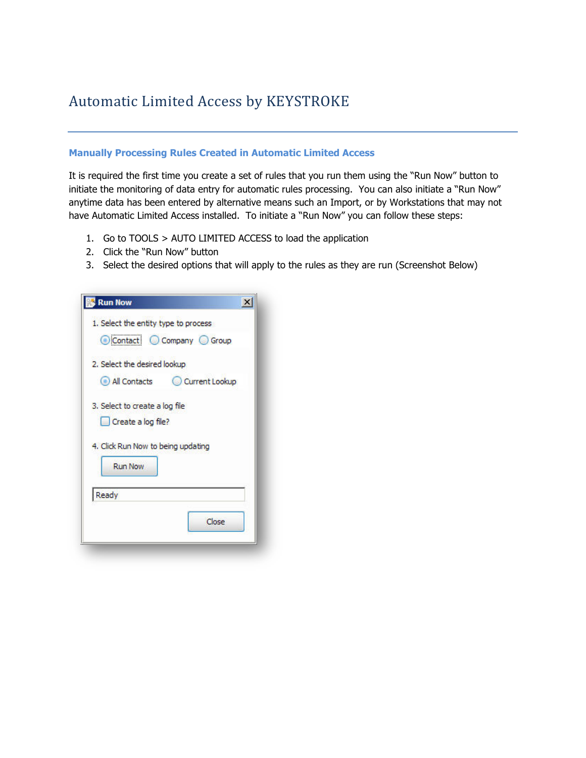# Automatic Limited Access by KEYSTROKE

### Manually Processing Rules Created in Automatic Limited Access

It is required the first time you create a set of rules that you run them using the "Run Now" button to initiate the monitoring of data entry for automatic rules processing. You can also initiate a "Run Now" anytime data has been entered by alternative means such an Import, or by Workstations that may not have Automatic Limited Access installed. To initiate a "Run Now" you can follow these steps:

1. Go to TOOLS > AUTO LIMITED ACCESS to load the application
2. Click the "Run Now" button
3. Select the desired options that will apply to the rules as they are run (Screenshot Below)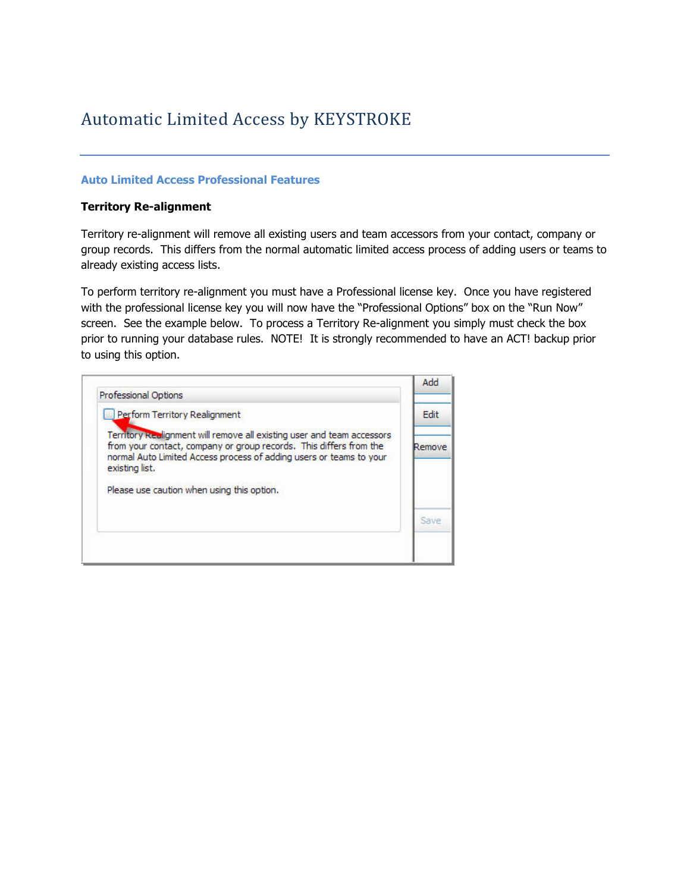## Auto Limited Access Professional Features

**Territory Re-alignment**

Territory re-alignment will remove all existing users and team accessors from your contact, company or group records. This differs from the normal automatic limited access process of adding users or teams to already existing access lists.

To perform territory re-alignment you must have a Professional license key. Once you have registered with the professional license key you will now have the "Professional Options" box on the "Run Now" screen. See the example below. To process a Territory Re-alignment you simply must check the box prior to running your database rules. NOTE! It is strongly recommended to have an ACT! backup prior to using this option.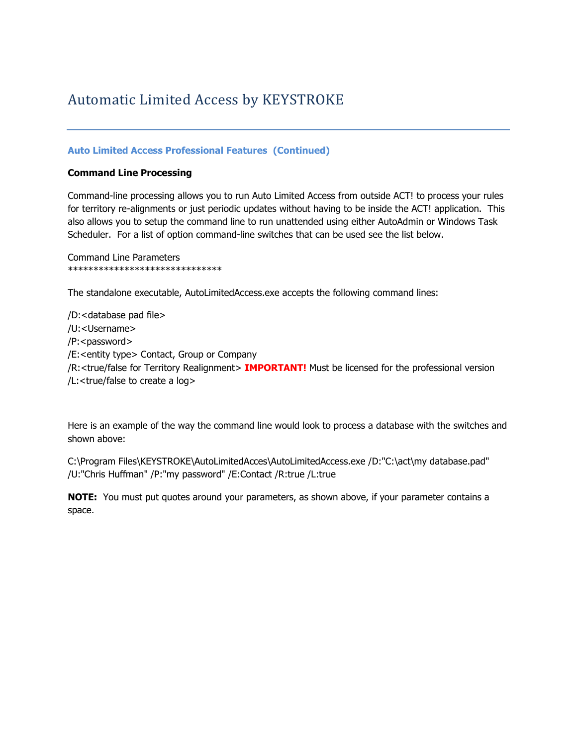# Automatic Limited Access by KEYSTROKE

### Auto Limited Access Professional Features (Continued)

**Command Line Processing**

Command-line processing allows you to run Auto Limited Access from outside ACT! to process your rules for territory re-alignments or just periodic updates without having to be inside the ACT! application. This also allows you to setup the command line to run unattended using either AutoAdmin or Windows Task Scheduler. For a list of option command-line switches that can be used see the list below.

Command Line Parameters
******************************

The standalone executable, AutoLimitedAccess.exe accepts the following command lines:

/D:<database pad file>
/U:<Username>
/P:<password>
/E:<entity type> Contact, Group or Company
/R:<true/false for Territory Realignment> **IMPORTANT!** Must be licensed for the professional version
/L:<true/false to create a log>

Here is an example of the way the command line would look to process a database with the switches and shown above:

C:\Program Files\KEYSTROKE\AutoLimitedAcces\AutoLimitedAccess.exe /D:"C:\act\my database.pad" /U:"Chris Huffman" /P:"my password" /E:Contact /R:true /L:true

**NOTE:** You must put quotes around your parameters, as shown above, if your parameter contains a space.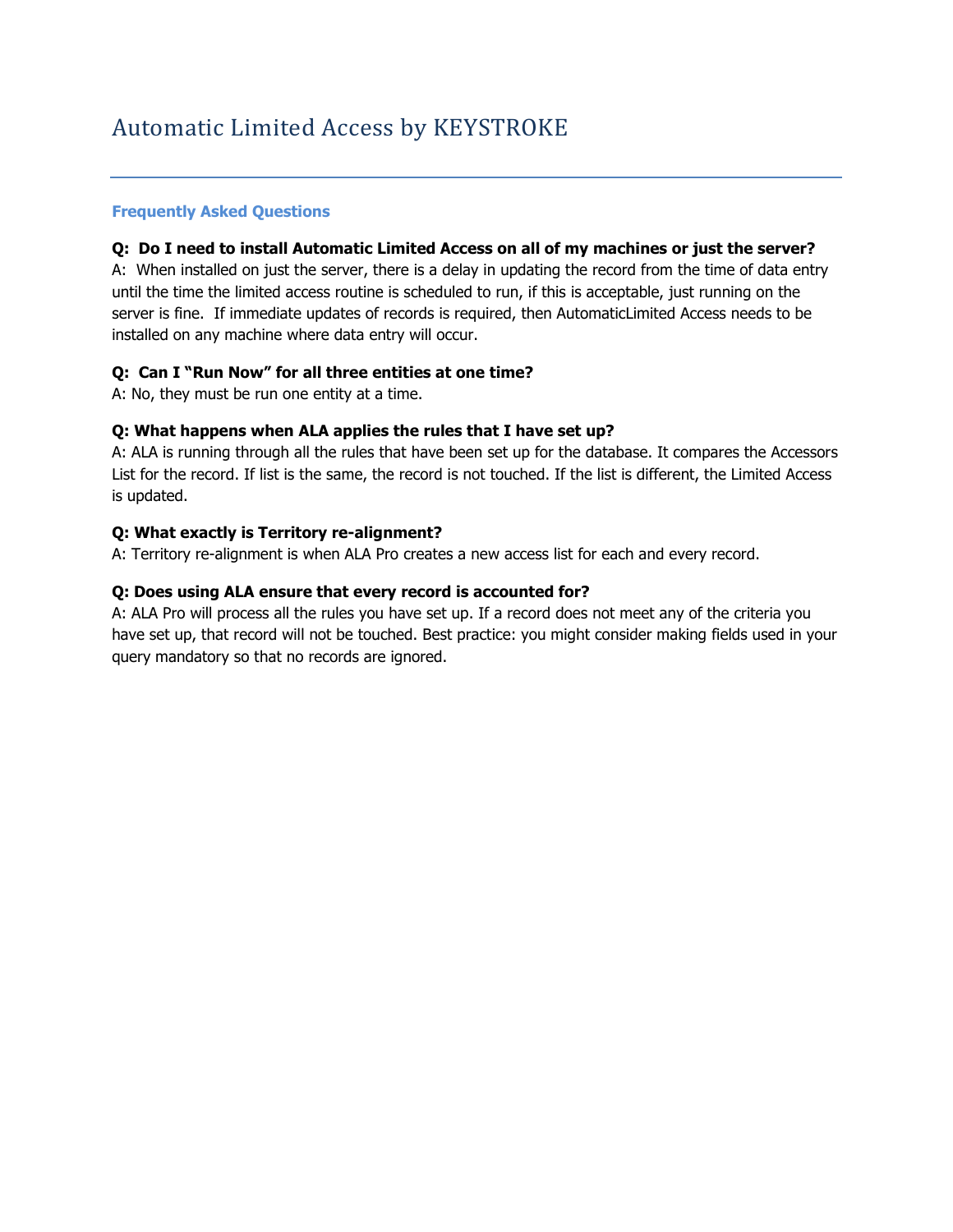# Automatic Limited Access by KEYSTROKE

## Frequently Asked Questions

**Q: Do I need to install Automatic Limited Access on all of my machines or just the server?**
A: When installed on just the server, there is a delay in updating the record from the time of data entry until the time the limited access routine is scheduled to run, if this is acceptable, just running on the server is fine. If immediate updates of records is required, then AutomaticLimited Access needs to be installed on any machine where data entry will occur.

**Q: Can I "Run Now" for all three entities at one time?**
A: No, they must be run one entity at a time.

**Q: What happens when ALA applies the rules that I have set up?**
A: ALA is running through all the rules that have been set up for the database. It compares the Accessors List for the record. If list is the same, the record is not touched. If the list is different, the Limited Access is updated.

**Q: What exactly is Territory re-alignment?**
A: Territory re-alignment is when ALA Pro creates a new access list for each and every record.

**Q: Does using ALA ensure that every record is accounted for?**
A: ALA Pro will process all the rules you have set up. If a record does not meet any of the criteria you have set up, that record will not be touched. Best practice: you might consider making fields used in your query mandatory so that no records are ignored.